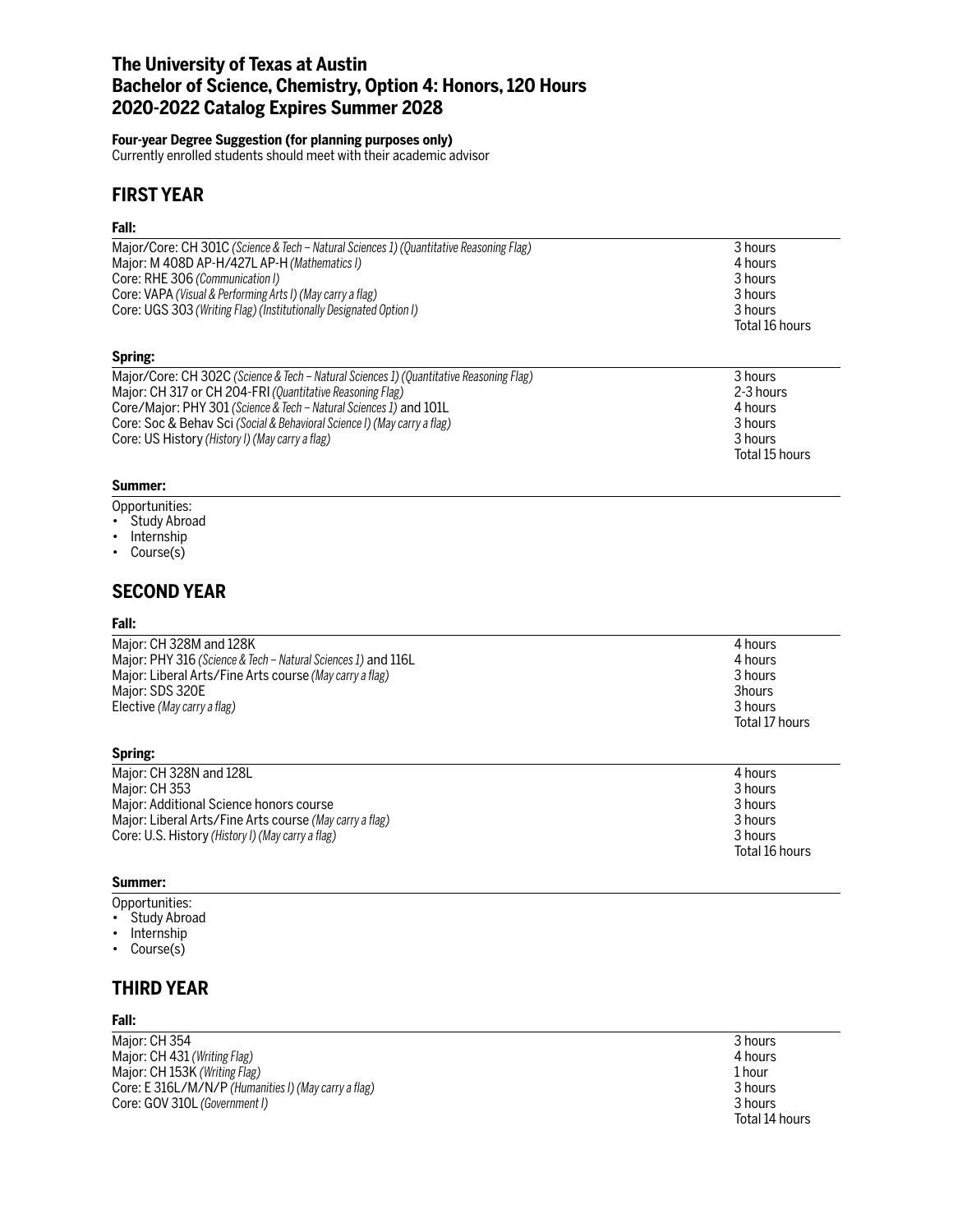# The University of Texas at Austin
# Bachelor of Science, Chemistry, Option 4: Honors, 120 Hours
# 2020-2022 Catalog Expires Summer 2028

**Four-year Degree Suggestion (for planning purposes only)**
Currently enrolled students should meet with their academic advisor

## FIRST YEAR

### Fall:

| Course | Hours |
|---|---|
| Major/Core: CH 301C *(Science & Tech – Natural Sciences 1) (Quantitative Reasoning Flag)* | 3 hours |
| Major: M 408D AP-H/427L AP-H *(Mathematics I)* | 4 hours |
| Core: RHE 306 *(Communication I)* | 3 hours |
| Core: VAPA *(Visual & Performing Arts I) (May carry a flag)* | 3 hours |
| Core: UGS 303 *(Writing Flag) (Institutionally Designated Option I)* | 3 hours |
| | Total 16 hours |

### Spring:

| Course | Hours |
|---|---|
| Major/Core: CH 302C *(Science & Tech – Natural Sciences 1) (Quantitative Reasoning Flag)* | 3 hours |
| Major: CH 317 or CH 204-FRI *(Quantitative Reasoning Flag)* | 2-3 hours |
| Core/Major: PHY 301 *(Science & Tech – Natural Sciences 1)* and 101L | 4 hours |
| Core: Soc & Behav Sci *(Social & Behavioral Science I) (May carry a flag)* | 3 hours |
| Core: US History *(History I) (May carry a flag)* | 3 hours |
| | Total 15 hours |

### Summer:

Opportunities:
- Study Abroad
- Internship
- Course(s)

## SECOND YEAR

### Fall:

| Course | Hours |
|---|---|
| Major: CH 328M and 128K | 4 hours |
| Major: PHY 316 *(Science & Tech – Natural Sciences 1)* and 116L | 4 hours |
| Major: Liberal Arts/Fine Arts course *(May carry a flag)* | 3 hours |
| Major: SDS 320E | 3hours |
| Elective *(May carry a flag)* | 3 hours |
| | Total 17 hours |

### Spring:

| Course | Hours |
|---|---|
| Major: CH 328N and 128L | 4 hours |
| Major: CH 353 | 3 hours |
| Major: Additional Science honors course | 3 hours |
| Major: Liberal Arts/Fine Arts course *(May carry a flag)* | 3 hours |
| Core: U.S. History *(History I) (May carry a flag)* | 3 hours |
| | Total 16 hours |

### Summer:

Opportunities:
- Study Abroad
- Internship
- Course(s)

## THIRD YEAR

### Fall:

| Course | Hours |
|---|---|
| Major: CH 354 | 3 hours |
| Major: CH 431 *(Writing Flag)* | 4 hours |
| Major: CH 153K *(Writing Flag)* | 1 hour |
| Core: E 316L/M/N/P *(Humanities I) (May carry a flag)* | 3 hours |
| Core: GOV 310L *(Government I)* | 3 hours |
| | Total 14 hours |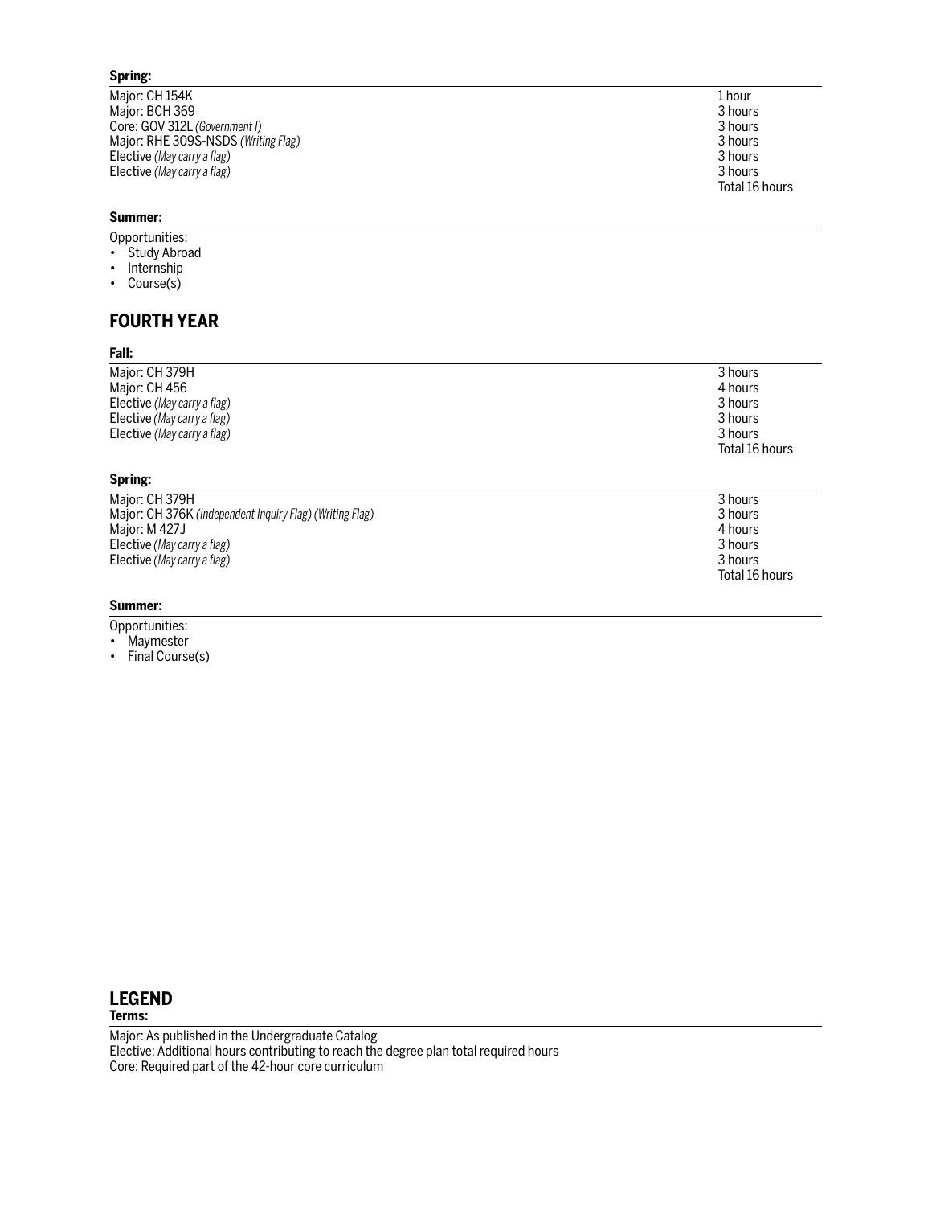**Spring:**

| | |
|---|---|
| Major: CH 154K | 1 hour |
| Major: BCH 369 | 3 hours |
| Core: GOV 312L *(Government I)* | 3 hours |
| Major: RHE 309S-NSDS *(Writing Flag)* | 3 hours |
| Elective *(May carry a flag)* | 3 hours |
| Elective *(May carry a flag)* | 3 hours |
| | Total 16 hours |

**Summer:**

Opportunities:

- Study Abroad
- Internship
- Course(s)

## FOURTH YEAR

**Fall:**

| | |
|---|---|
| Major: CH 379H | 3 hours |
| Major: CH 456 | 4 hours |
| Elective *(May carry a flag)* | 3 hours |
| Elective *(May carry a flag)* | 3 hours |
| Elective *(May carry a flag)* | 3 hours |
| | Total 16 hours |

**Spring:**

| | |
|---|---|
| Major: CH 379H | 3 hours |
| Major: CH 376K *(Independent Inquiry Flag) (Writing Flag)* | 3 hours |
| Major: M 427J | 4 hours |
| Elective *(May carry a flag)* | 3 hours |
| Elective *(May carry a flag)* | 3 hours |
| | Total 16 hours |

**Summer:**

Opportunities:

- Maymester
- Final Course(s)

## LEGEND

**Terms:**

Major: As published in the Undergraduate Catalog
Elective: Additional hours contributing to reach the degree plan total required hours
Core: Required part of the 42-hour core curriculum